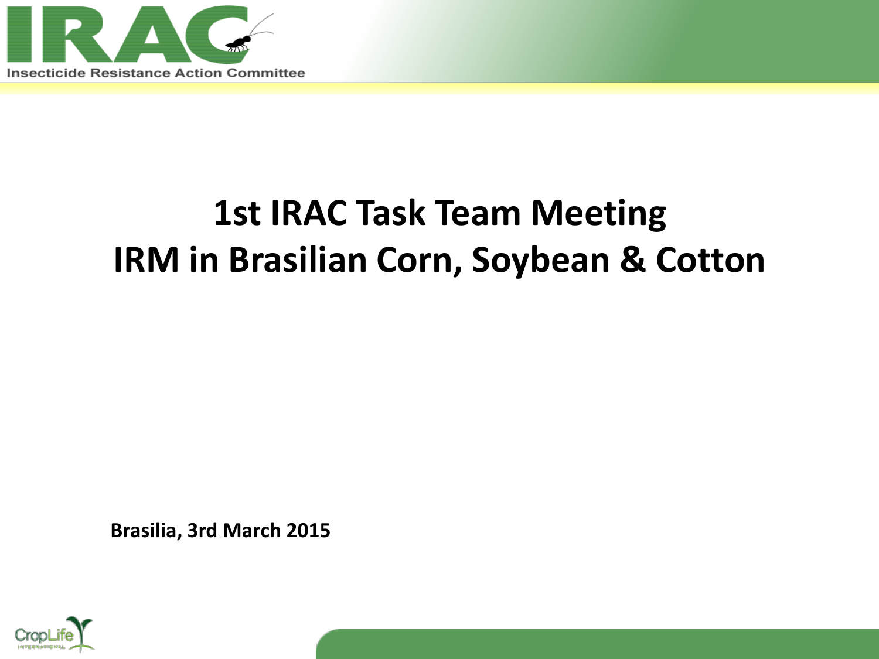# 1st IRAC Task Team Meeting
# IRM in Brasilian Corn, Soybean & Cotton

**Brasilia, 3rd March 2015**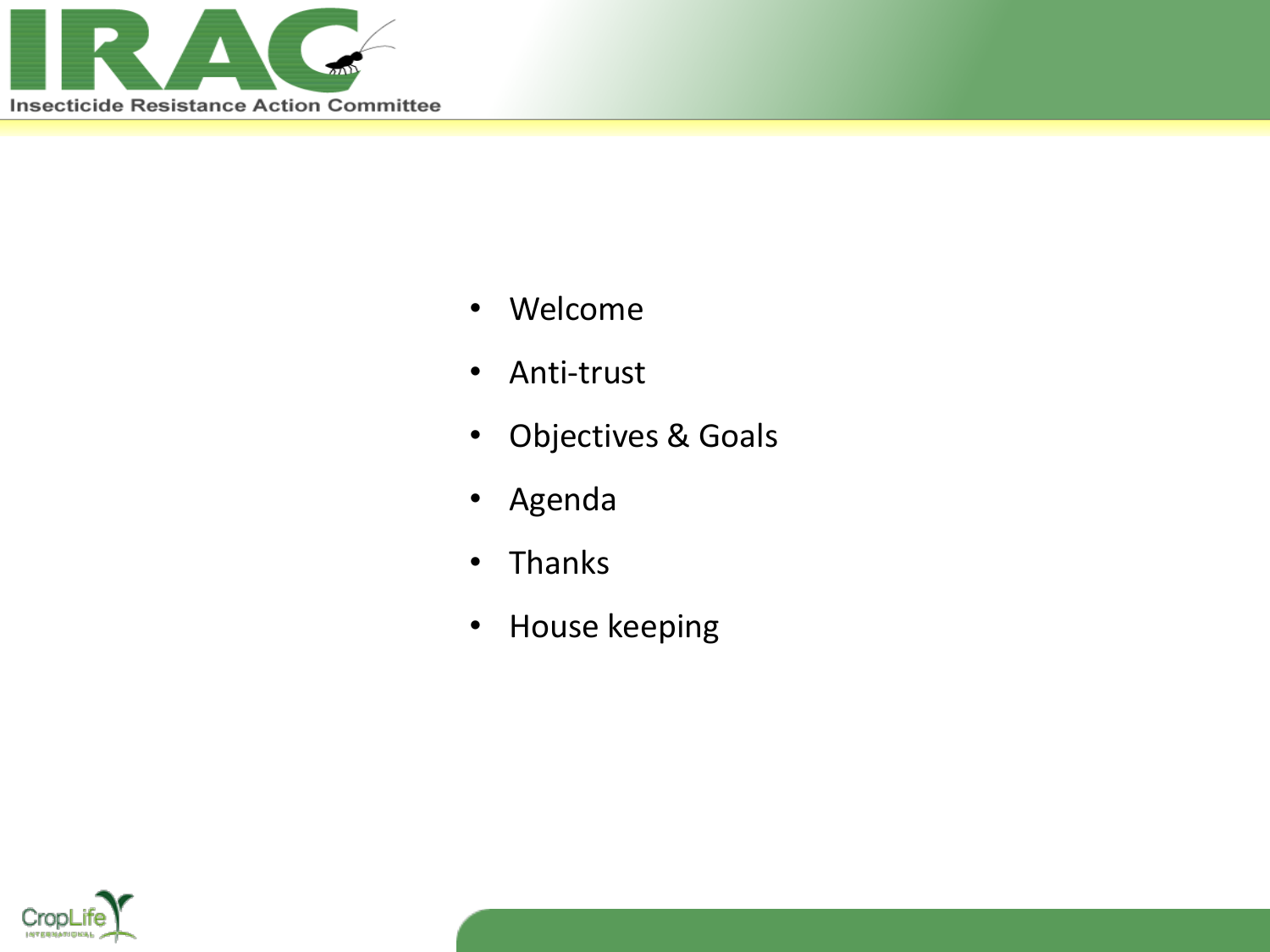- Welcome
- Anti-trust
- Objectives & Goals
- Agenda
- Thanks
- House keeping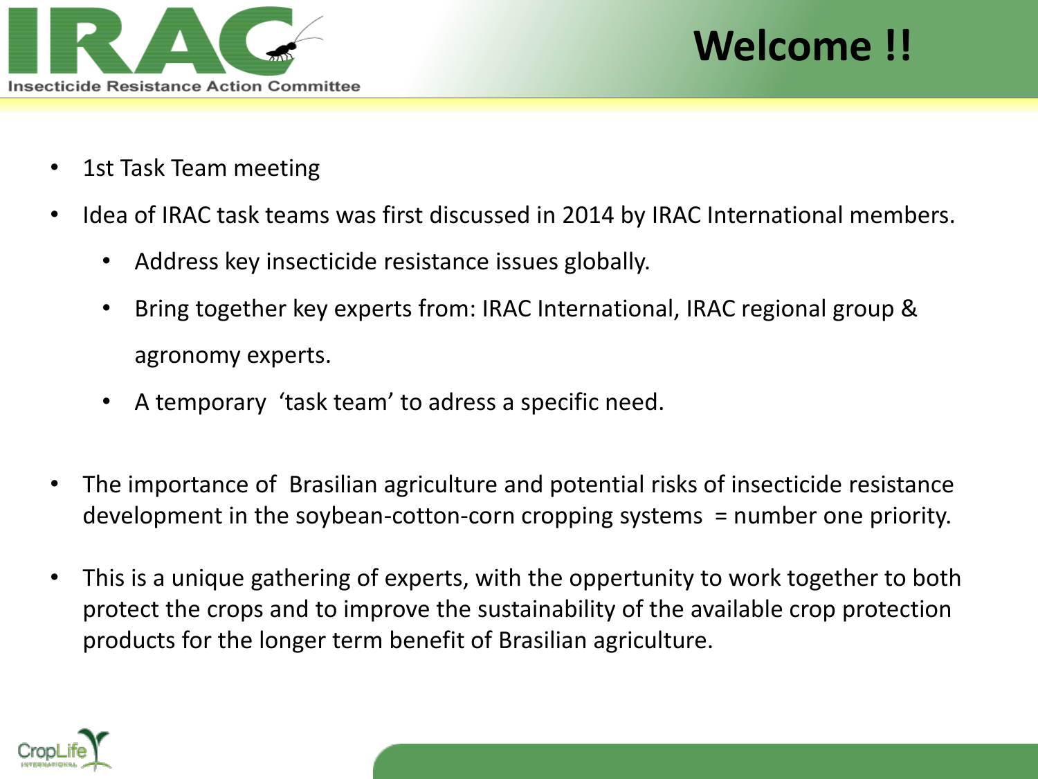# Welcome !!

- 1st Task Team meeting
- Idea of IRAC task teams was first discussed in 2014 by IRAC International members.
  - Address key insecticide resistance issues globally.
  - Bring together key experts from: IRAC International, IRAC regional group & agronomy experts.
  - A temporary 'task team' to adress a specific need.
- The importance of Brasilian agriculture and potential risks of insecticide resistance development in the soybean-cotton-corn cropping systems = number one priority.
- This is a unique gathering of experts, with the oppertunity to work together to both protect the crops and to improve the sustainability of the available crop protection products for the longer term benefit of Brasilian agriculture.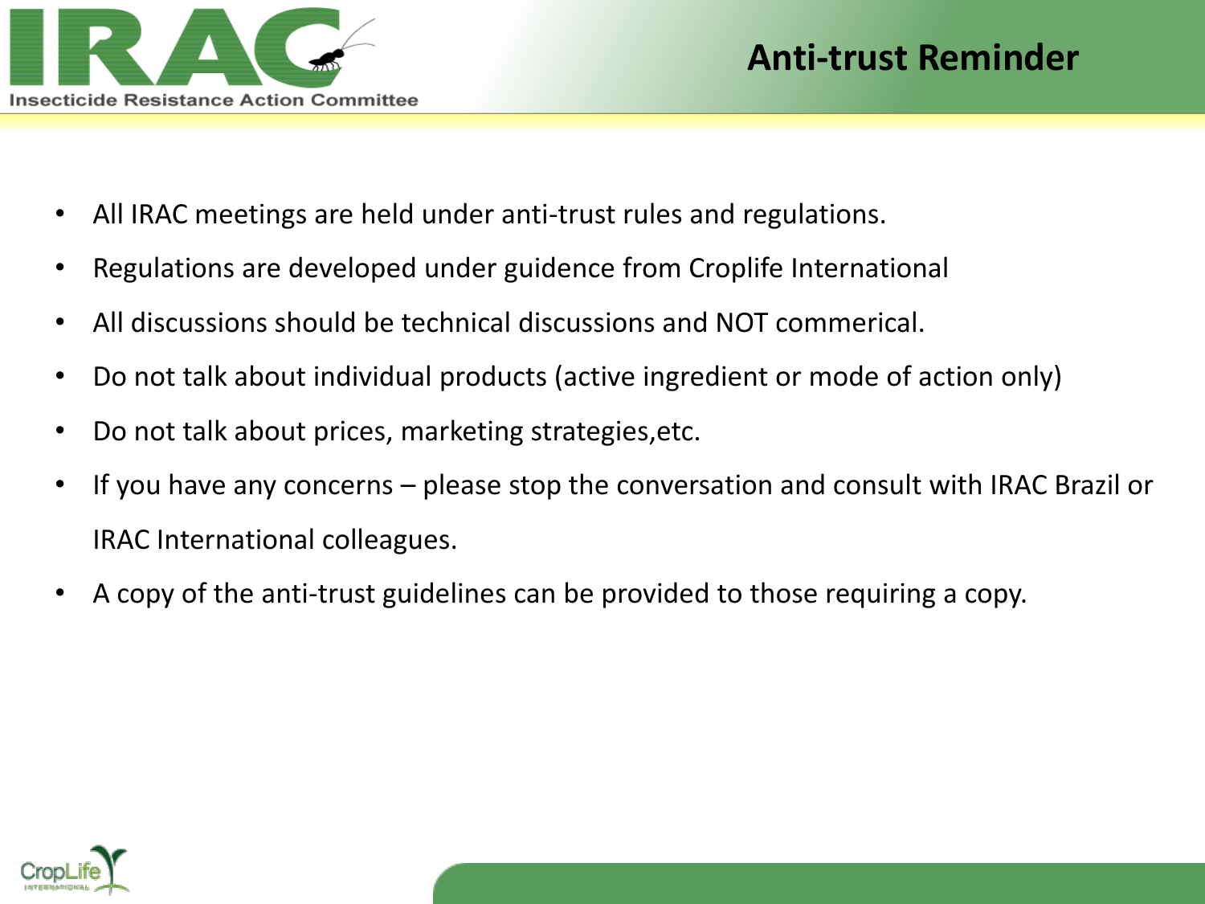## Anti-trust Reminder

- All IRAC meetings are held under anti-trust rules and regulations.
- Regulations are developed under guidence from Croplife International
- All discussions should be technical discussions and NOT commerical.
- Do not talk about individual products (active ingredient or mode of action only)
- Do not talk about prices, marketing strategies,etc.
- If you have any concerns – please stop the conversation and consult with IRAC Brazil or IRAC International colleagues.
- A copy of the anti-trust guidelines can be provided to those requiring a copy.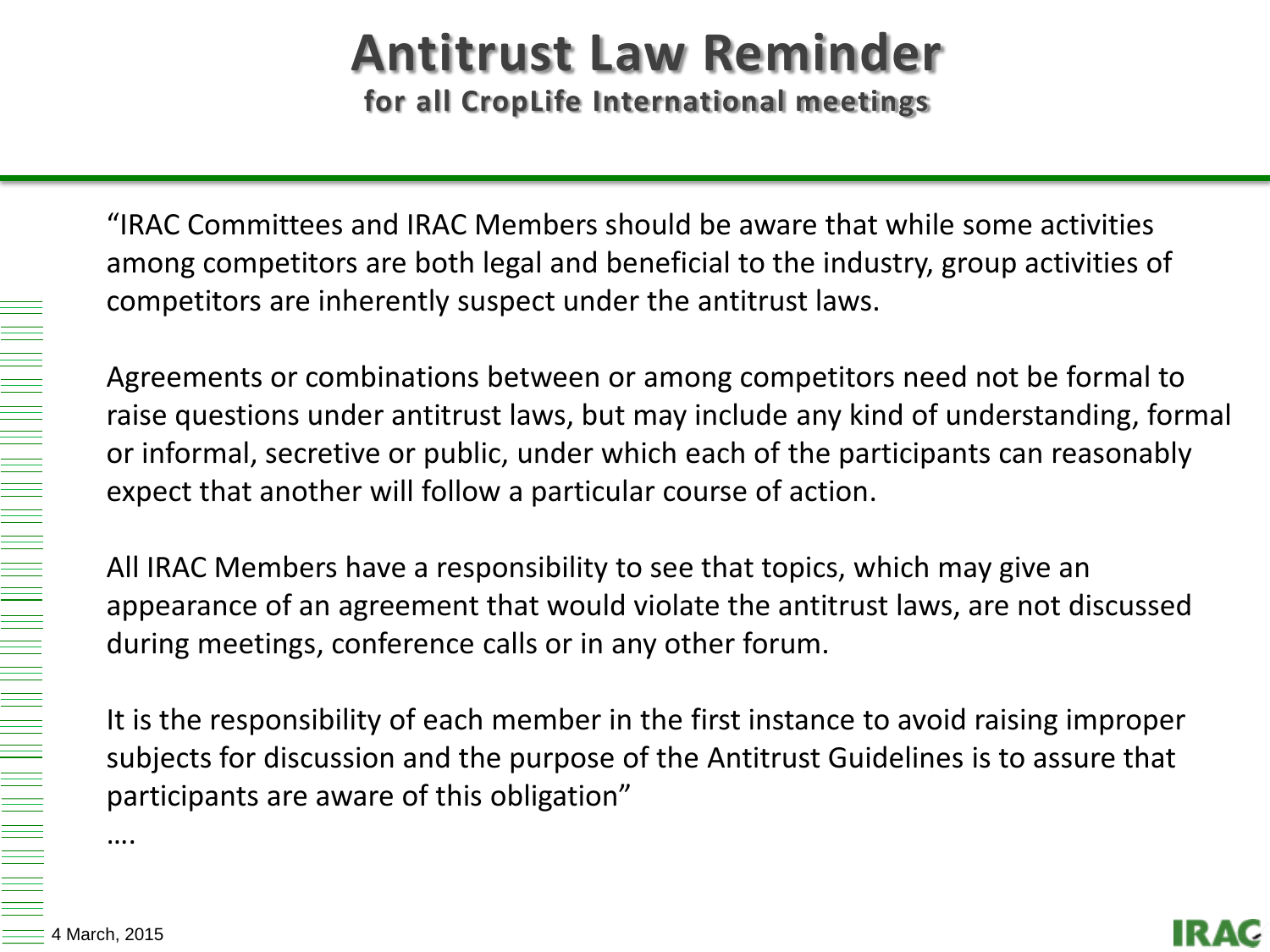# Antitrust Law Reminder

## for all CropLife International meetings

"IRAC Committees and IRAC Members should be aware that while some activities among competitors are both legal and beneficial to the industry, group activities of competitors are inherently suspect under the antitrust laws.

Agreements or combinations between or among competitors need not be formal to raise questions under antitrust laws, but may include any kind of understanding, formal or informal, secretive or public, under which each of the participants can reasonably expect that another will follow a particular course of action.

All IRAC Members have a responsibility to see that topics, which may give an appearance of an agreement that would violate the antitrust laws, are not discussed during meetings, conference calls or in any other forum.

It is the responsibility of each member in the first instance to avoid raising improper subjects for discussion and the purpose of the Antitrust Guidelines is to assure that participants are aware of this obligation"

….

4 March, 2015

IRAC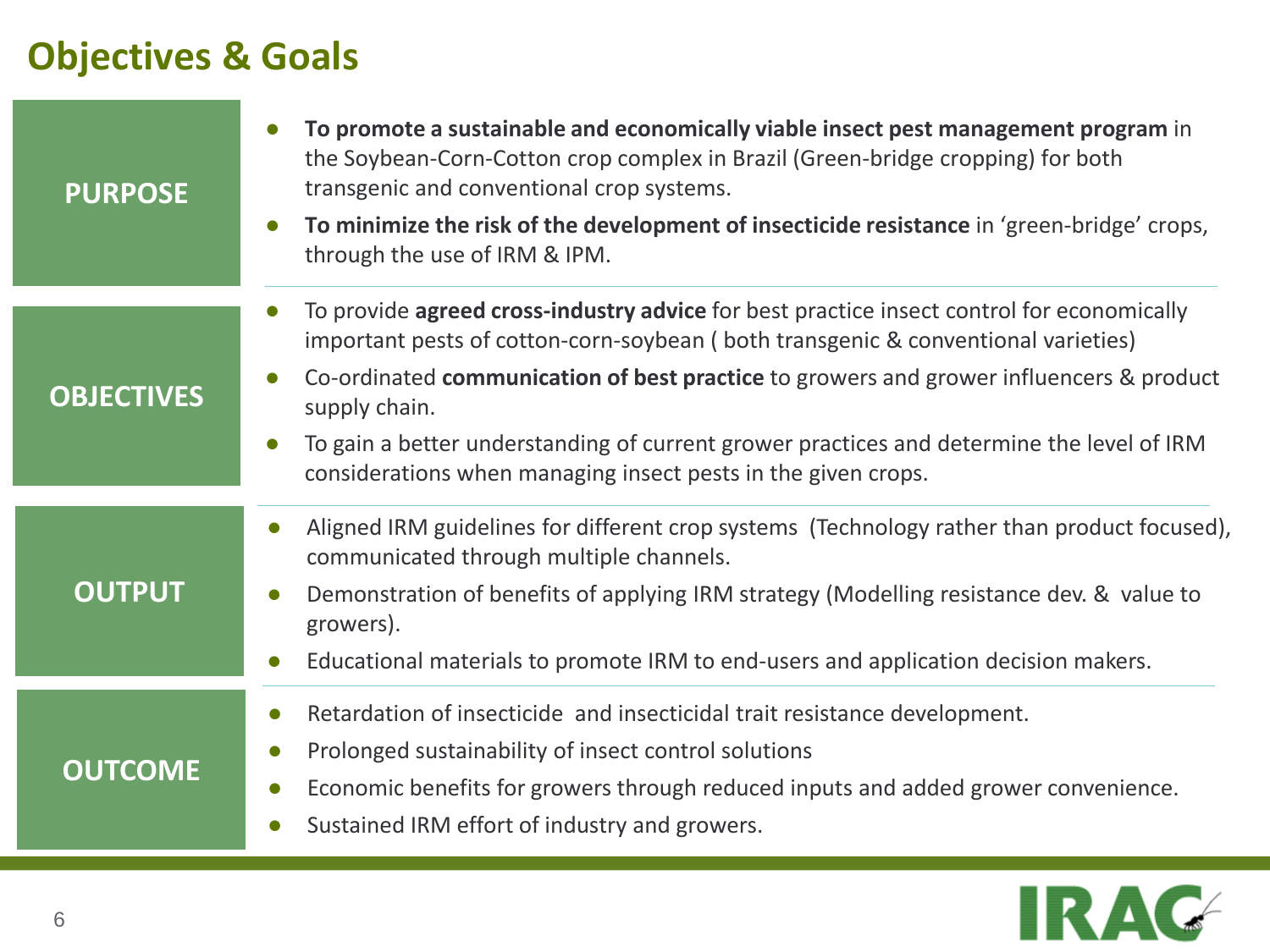# Objectives & Goals

## PURPOSE

- **To promote a sustainable and economically viable insect pest management program** in the Soybean-Corn-Cotton crop complex in Brazil (Green-bridge cropping) for both transgenic and conventional crop systems.
- **To minimize the risk of the development of insecticide resistance** in 'green-bridge' crops, through the use of IRM & IPM.

## OBJECTIVES

- To provide **agreed cross-industry advice** for best practice insect control for economically important pests of cotton-corn-soybean ( both transgenic & conventional varieties)
- Co-ordinated **communication of best practice** to growers and grower influencers & product supply chain.
- To gain a better understanding of current grower practices and determine the level of IRM considerations when managing insect pests in the given crops.

## OUTPUT

- Aligned IRM guidelines for different crop systems (Technology rather than product focused), communicated through multiple channels.
- Demonstration of benefits of applying IRM strategy (Modelling resistance dev. & value to growers).
- Educational materials to promote IRM to end-users and application decision makers.

## OUTCOME

- Retardation of insecticide and insecticidal trait resistance development.
- Prolonged sustainability of insect control solutions
- Economic benefits for growers through reduced inputs and added grower convenience.
- Sustained IRM effort of industry and growers.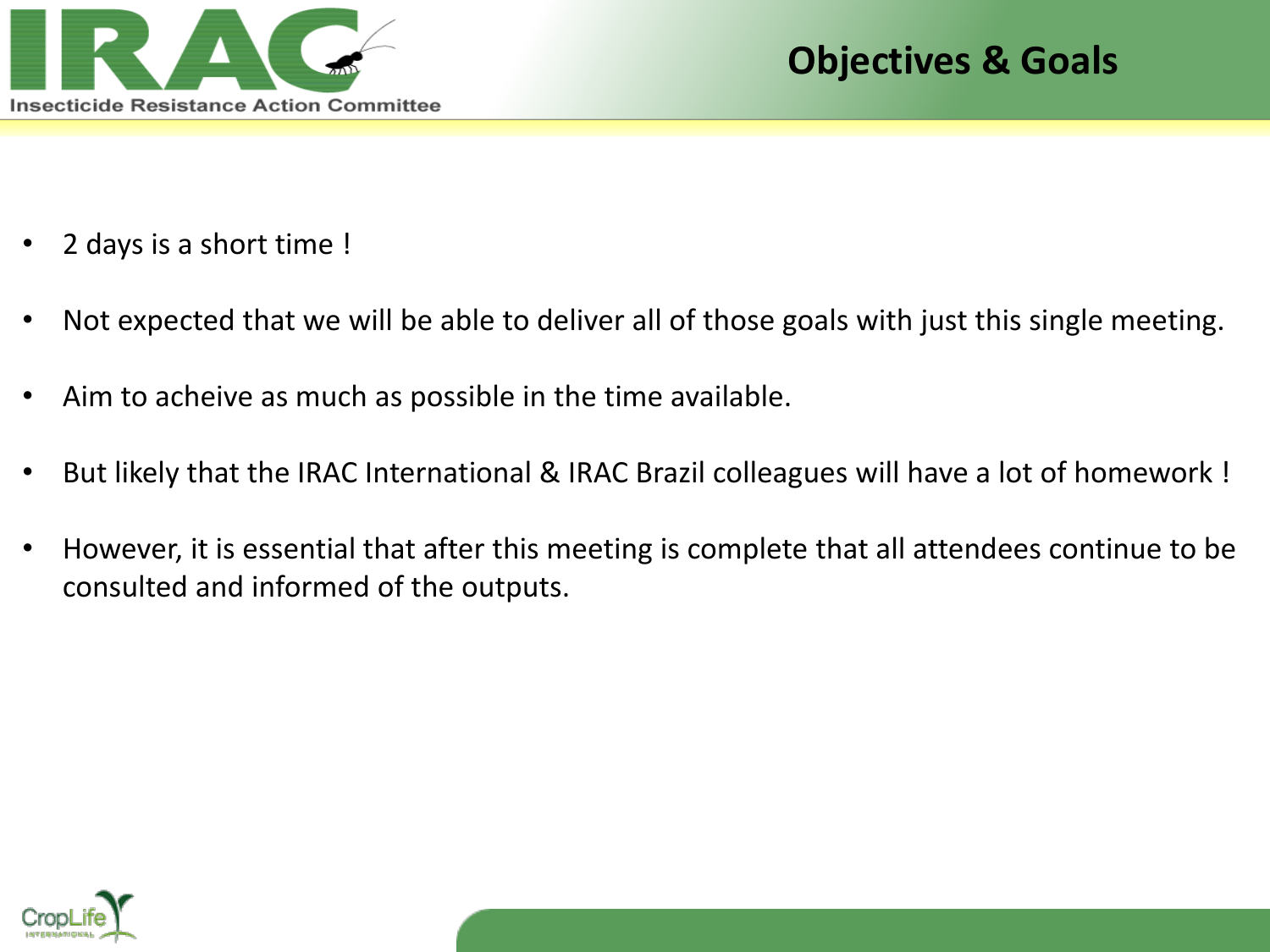## Objectives & Goals

- 2 days is a short time !
- Not expected that we will be able to deliver all of those goals with just this single meeting.
- Aim to acheive as much as possible in the time available.
- But likely that the IRAC International & IRAC Brazil colleagues will have a lot of homework !
- However, it is essential that after this meeting is complete that all attendees continue to be consulted and informed of the outputs.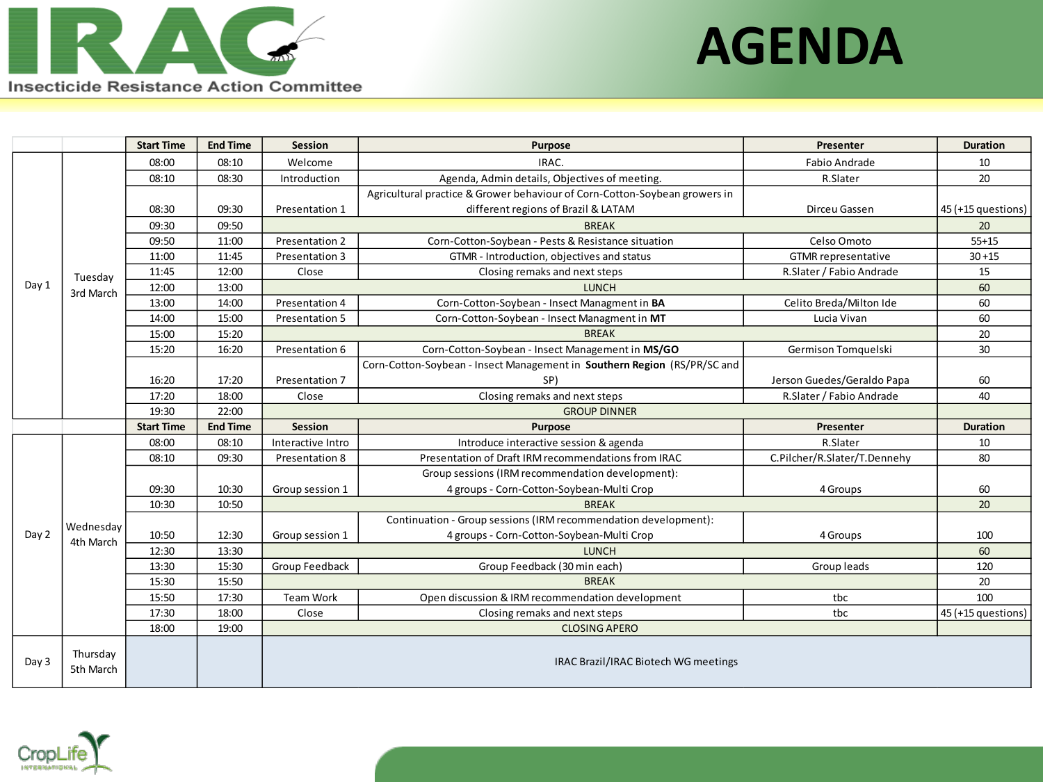# AGENDA

IRAC
Insecticide Resistance Action Committee

| | | Start Time | End Time | Session | Purpose | Presenter | Duration |
|---|---|---|---|---|---|---|---|
| Day 1 | Tuesday 3rd March | 08:00 | 08:10 | Welcome | IRAC. | Fabio Andrade | 10 |
| | | 08:10 | 08:30 | Introduction | Agenda, Admin details, Objectives of meeting. | R.Slater | 20 |
| | | 08:30 | 09:30 | Presentation 1 | Agricultural practice & Grower behaviour of Corn-Cotton-Soybean growers in different regions of Brazil & LATAM | Dirceu Gassen | 45 (+15 questions) |
| | | 09:30 | 09:50 | | BREAK | | 20 |
| | | 09:50 | 11:00 | Presentation 2 | Corn-Cotton-Soybean - Pests & Resistance situation | Celso Omoto | 55+15 |
| | | 11:00 | 11:45 | Presentation 3 | GTMR - Introduction, objectives and status | GTMR representative | 30 +15 |
| | | 11:45 | 12:00 | Close | Closing remaks and next steps | R.Slater / Fabio Andrade | 15 |
| | | 12:00 | 13:00 | | LUNCH | | 60 |
| | | 13:00 | 14:00 | Presentation 4 | Corn-Cotton-Soybean - Insect Managment in **BA** | Celito Breda/Milton Ide | 60 |
| | | 14:00 | 15:00 | Presentation 5 | Corn-Cotton-Soybean - Insect Managment in **MT** | Lucia Vivan | 60 |
| | | 15:00 | 15:20 | | BREAK | | 20 |
| | | 15:20 | 16:20 | Presentation 6 | Corn-Cotton-Soybean - Insect Management in **MS/GO** | Germison Tomquelski | 30 |
| | | 16:20 | 17:20 | Presentation 7 | Corn-Cotton-Soybean - Insect Management in **Southern Region** (RS/PR/SC and SP) | Jerson Guedes/Geraldo Papa | 60 |
| | | 17:20 | 18:00 | Close | Closing remaks and next steps | R.Slater / Fabio Andrade | 40 |
| | | 19:30 | 22:00 | | GROUP DINNER | | |
| | | **Start Time** | **End Time** | **Session** | **Purpose** | **Presenter** | **Duration** |
| Day 2 | Wednesday 4th March | 08:00 | 08:10 | Interactive Intro | Introduce interactive session & agenda | R.Slater | 10 |
| | | 08:10 | 09:30 | Presentation 8 | Presentation of Draft IRM recommendations from IRAC | C.Pilcher/R.Slater/T.Dennehy | 80 |
| | | 09:30 | 10:30 | Group session 1 | Group sessions (IRM recommendation development): 4 groups - Corn-Cotton-Soybean-Multi Crop | 4 Groups | 60 |
| | | 10:30 | 10:50 | | BREAK | | 20 |
| | | 10:50 | 12:30 | Group session 1 | Continuation - Group sessions (IRM recommendation development): 4 groups - Corn-Cotton-Soybean-Multi Crop | 4 Groups | 100 |
| | | 12:30 | 13:30 | | LUNCH | | 60 |
| | | 13:30 | 15:30 | Group Feedback | Group Feedback (30 min each) | Group leads | 120 |
| | | 15:30 | 15:50 | | BREAK | | 20 |
| | | 15:50 | 17:30 | Team Work | Open discussion & IRM recommendation development | tbc | 100 |
| | | 17:30 | 18:00 | Close | Closing remaks and next steps | tbc | 45 (+15 questions) |
| | | 18:00 | 19:00 | | CLOSING APERO | | |
| Day 3 | Thursday 5th March | | | | IRAC Brazil/IRAC Biotech WG meetings | | |

CropLife International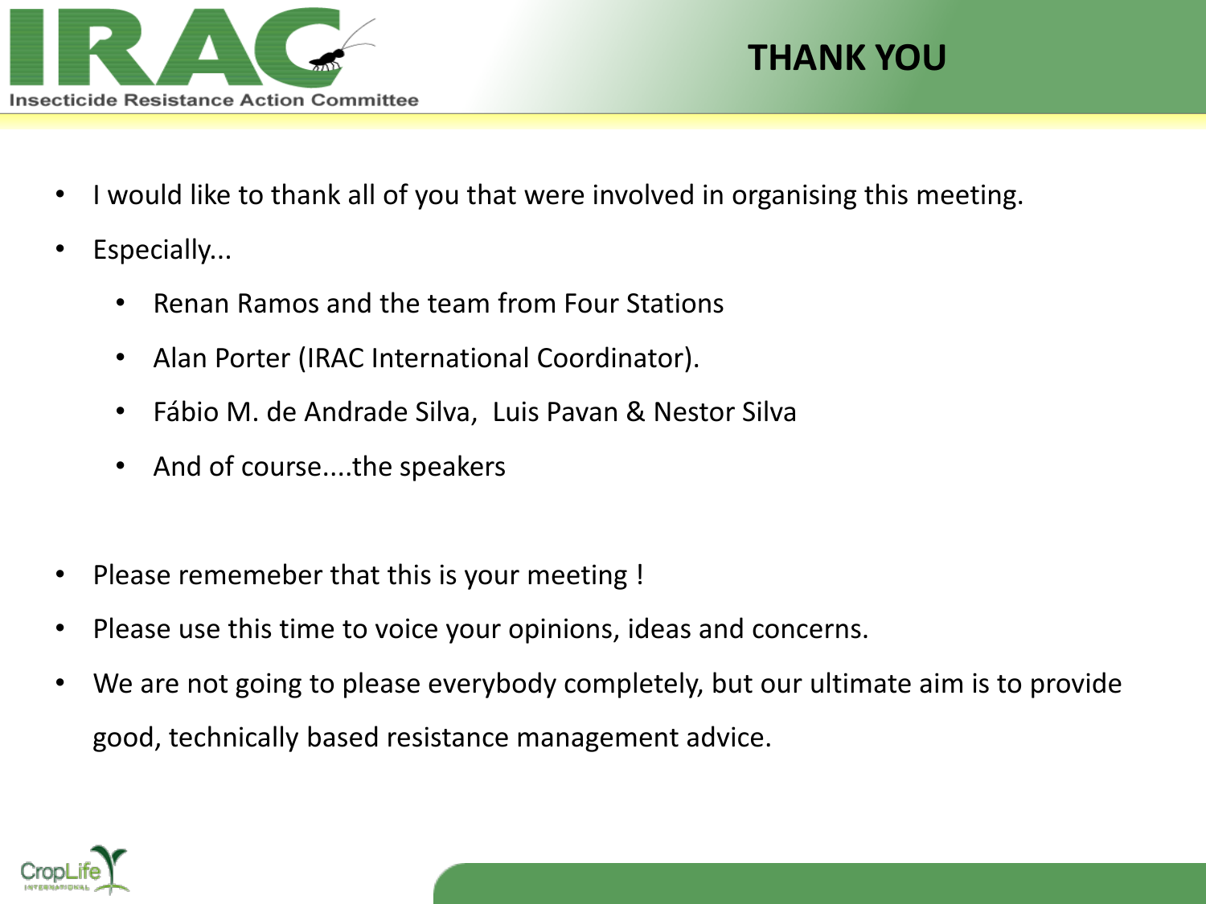# THANK YOU

- I would like to thank all of you that were involved in organising this meeting.
- Especially...
  - Renan Ramos and the team from Four Stations
  - Alan Porter (IRAC International Coordinator).
  - Fábio M. de Andrade Silva,  Luis Pavan & Nestor Silva
  - And of course....the speakers

- Please rememeber that this is your meeting !
- Please use this time to voice your opinions, ideas and concerns.
- We are not going to please everybody completely, but our ultimate aim is to provide good, technically based resistance management advice.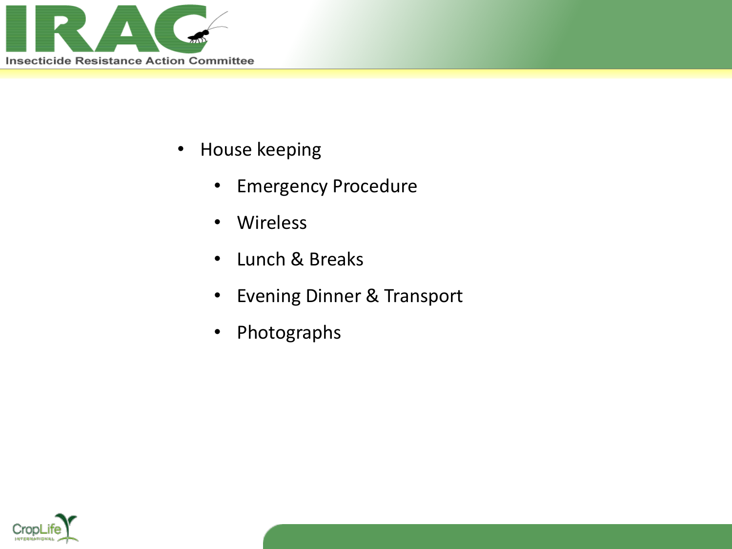- House keeping
  - Emergency Procedure
  - Wireless
  - Lunch & Breaks
  - Evening Dinner & Transport
  - Photographs